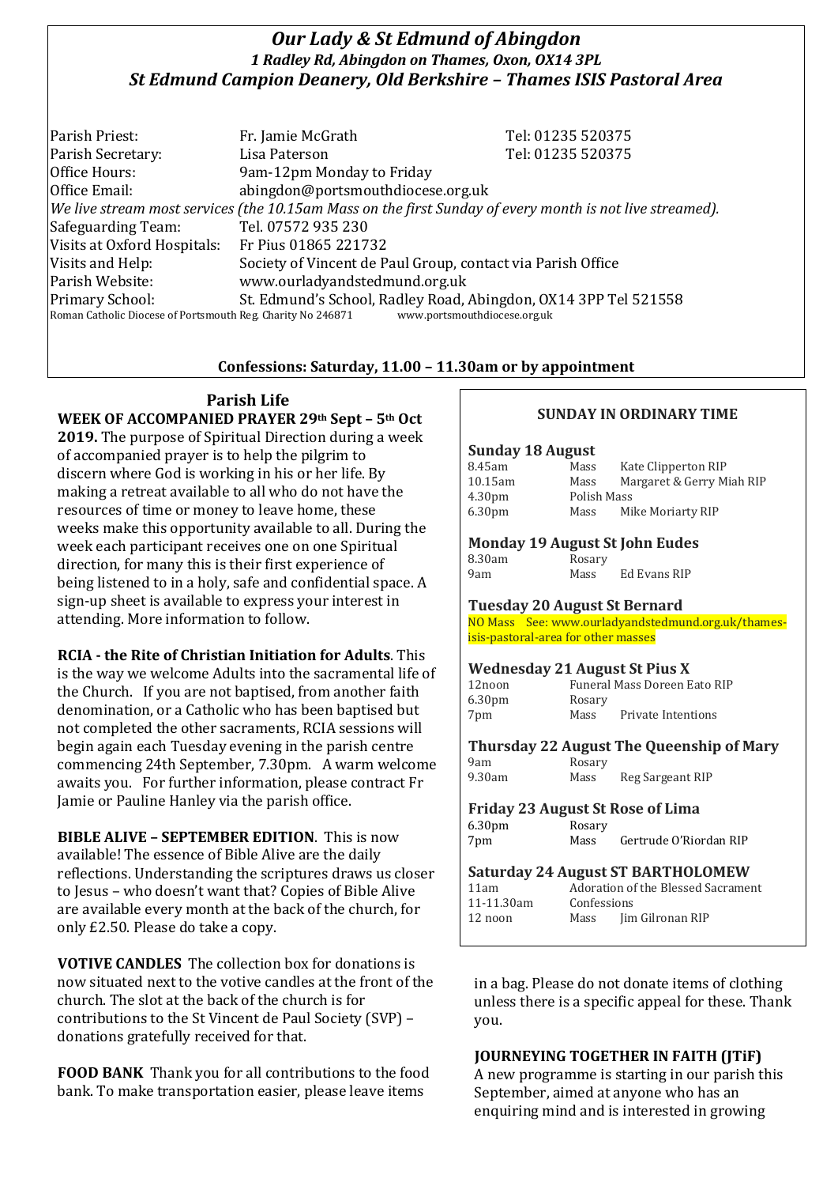# *Our Lady & St Edmund of Abingdon*
### *1 Radley Rd, Abingdon on Thames, Oxon, OX14 3PL*
### *St Edmund Campion Deanery, Old Berkshire – Thames ISIS Pastoral Area*

| | | |
|---|---|---|
| Parish Priest: | Fr. Jamie McGrath | Tel: 01235 520375 |
| Parish Secretary: | Lisa Paterson | Tel: 01235 520375 |
| Office Hours: | 9am-12pm Monday to Friday | |
| Office Email: | abingdon@portsmouthdiocese.org.uk | |

*We live stream most services (the 10.15am Mass on the first Sunday of every month is not live streamed).*

| | |
|---|---|
| Safeguarding Team: | Tel. 07572 935 230 |
| Visits at Oxford Hospitals: | Fr Pius 01865 221732 |
| Visits and Help: | Society of Vincent de Paul Group, contact via Parish Office |
| Parish Website: | www.ourladyandstedmund.org.uk |
| Primary School: | St. Edmund's School, Radley Road, Abingdon, OX14 3PP Tel 521558 |

Roman Catholic Diocese of Portsmouth Reg. Charity No 246871 www.portsmouthdiocese.org.uk

**Confessions: Saturday, 11.00 – 11.30am or by appointment**

## Parish Life

**WEEK OF ACCOMPANIED PRAYER 29th Sept – 5th Oct 2019.** The purpose of Spiritual Direction during a week of accompanied prayer is to help the pilgrim to discern where God is working in his or her life. By making a retreat available to all who do not have the resources of time or money to leave home, these weeks make this opportunity available to all. During the week each participant receives one on one Spiritual direction, for many this is their first experience of being listened to in a holy, safe and confidential space. A sign-up sheet is available to express your interest in attending. More information to follow.

**RCIA - the Rite of Christian Initiation for Adults**. This is the way we welcome Adults into the sacramental life of the Church. If you are not baptised, from another faith denomination, or a Catholic who has been baptised but not completed the other sacraments, RCIA sessions will begin again each Tuesday evening in the parish centre commencing 24th September, 7.30pm. A warm welcome awaits you. For further information, please contract Fr Jamie or Pauline Hanley via the parish office.

**BIBLE ALIVE – SEPTEMBER EDITION**. This is now available! The essence of Bible Alive are the daily reflections. Understanding the scriptures draws us closer to Jesus – who doesn't want that? Copies of Bible Alive are available every month at the back of the church, for only £2.50. Please do take a copy.

**VOTIVE CANDLES** The collection box for donations is now situated next to the votive candles at the front of the church. The slot at the back of the church is for contributions to the St Vincent de Paul Society (SVP) – donations gratefully received for that.

**FOOD BANK** Thank you for all contributions to the food bank. To make transportation easier, please leave items in a bag. Please do not donate items of clothing unless there is a specific appeal for these. Thank you.

## SUNDAY IN ORDINARY TIME

**Sunday 18 August**

| | | |
|---|---|---|
| 8.45am | Mass | Kate Clipperton RIP |
| 10.15am | Mass | Margaret & Gerry Miah RIP |
| 4.30pm | Polish Mass | |
| 6.30pm | Mass | Mike Moriarty RIP |

**Monday 19 August St John Eudes**

| | | |
|---|---|---|
| 8.30am | Rosary | |
| 9am | Mass | Ed Evans RIP |

**Tuesday 20 August St Bernard**

NO Mass See: www.ourladyandstedmund.org.uk/thames-isis-pastoral-area for other masses

**Wednesday 21 August St Pius X**

| | | |
|---|---|---|
| 12noon | Funeral Mass Doreen Eato RIP | |
| 6.30pm | Rosary | |
| 7pm | Mass | Private Intentions |

**Thursday 22 August The Queenship of Mary**

| | | |
|---|---|---|
| 9am | Rosary | |
| 9.30am | Mass | Reg Sargeant RIP |

**Friday 23 August St Rose of Lima**

| | | |
|---|---|---|
| 6.30pm | Rosary | |
| 7pm | Mass | Gertrude O'Riordan RIP |

**Saturday 24 August ST BARTHOLOMEW**

| | | |
|---|---|---|
| 11am | Adoration of the Blessed Sacrament | |
| 11-11.30am | Confessions | |
| 12 noon | Mass | Jim Gilronan RIP |

**JOURNEYING TOGETHER IN FAITH (JTiF)**

A new programme is starting in our parish this September, aimed at anyone who has an enquiring mind and is interested in growing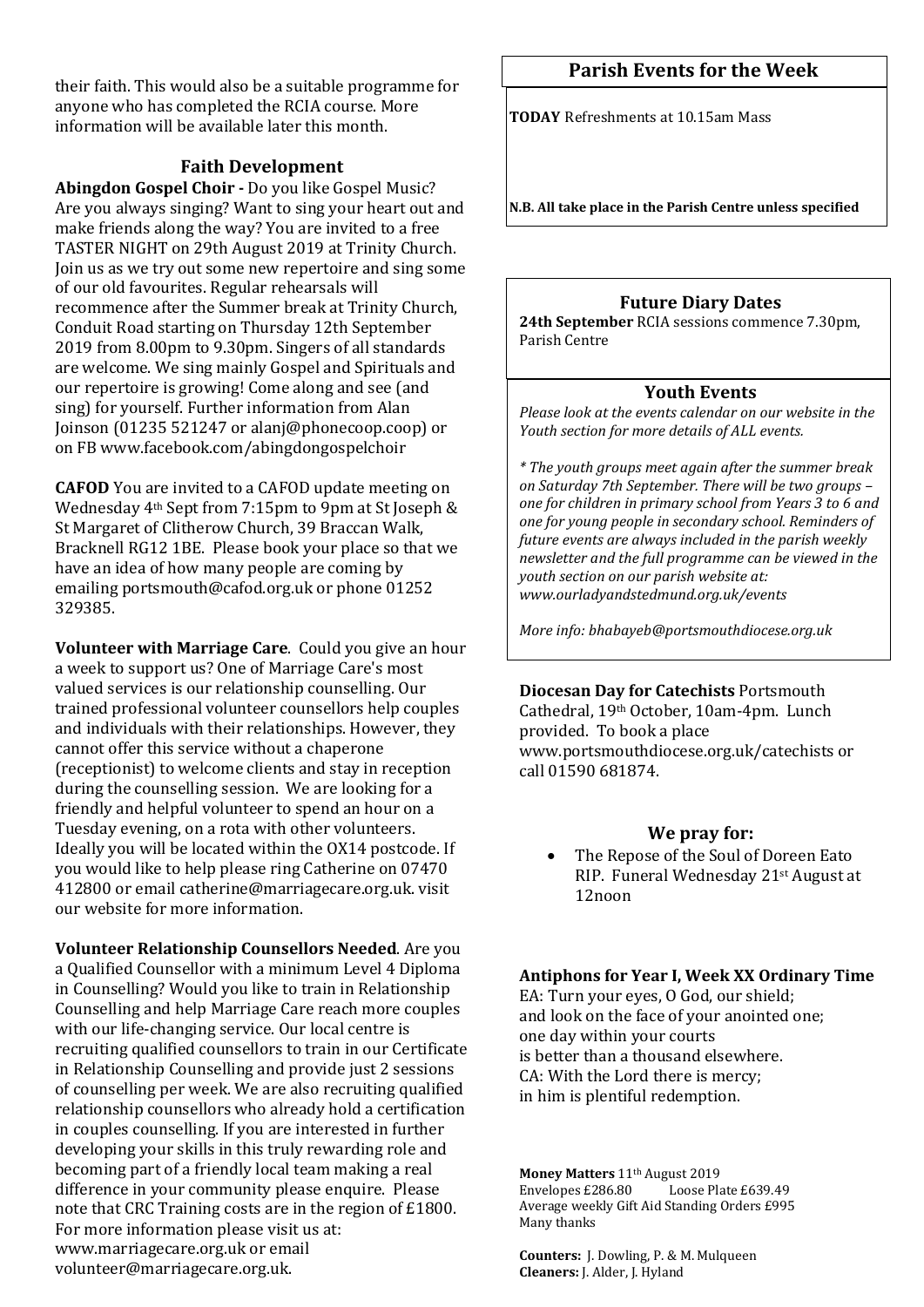their faith. This would also be a suitable programme for anyone who has completed the RCIA course. More information will be available later this month.

## Faith Development

**Abingdon Gospel Choir -** Do you like Gospel Music? Are you always singing? Want to sing your heart out and make friends along the way? You are invited to a free TASTER NIGHT on 29th August 2019 at Trinity Church. Join us as we try out some new repertoire and sing some of our old favourites. Regular rehearsals will recommence after the Summer break at Trinity Church, Conduit Road starting on Thursday 12th September 2019 from 8.00pm to 9.30pm. Singers of all standards are welcome. We sing mainly Gospel and Spirituals and our repertoire is growing! Come along and see (and sing) for yourself. Further information from Alan Joinson (01235 521247 or alanj@phonecoop.coop) or on FB www.facebook.com/abingdongospelchoir

**CAFOD** You are invited to a CAFOD update meeting on Wednesday 4th Sept from 7:15pm to 9pm at St Joseph & St Margaret of Clitherow Church, 39 Braccan Walk, Bracknell RG12 1BE. Please book your place so that we have an idea of how many people are coming by emailing portsmouth@cafod.org.uk or phone 01252 329385.

**Volunteer with Marriage Care**. Could you give an hour a week to support us? One of Marriage Care's most valued services is our relationship counselling. Our trained professional volunteer counsellors help couples and individuals with their relationships. However, they cannot offer this service without a chaperone (receptionist) to welcome clients and stay in reception during the counselling session. We are looking for a friendly and helpful volunteer to spend an hour on a Tuesday evening, on a rota with other volunteers. Ideally you will be located within the OX14 postcode. If you would like to help please ring Catherine on 07470 412800 or email catherine@marriagecare.org.uk. visit our website for more information.

**Volunteer Relationship Counsellors Needed**. Are you a Qualified Counsellor with a minimum Level 4 Diploma in Counselling? Would you like to train in Relationship Counselling and help Marriage Care reach more couples with our life-changing service. Our local centre is recruiting qualified counsellors to train in our Certificate in Relationship Counselling and provide just 2 sessions of counselling per week. We are also recruiting qualified relationship counsellors who already hold a certification in couples counselling. If you are interested in further developing your skills in this truly rewarding role and becoming part of a friendly local team making a real difference in your community please enquire. Please note that CRC Training costs are in the region of £1800. For more information please visit us at: www.marriagecare.org.uk or email volunteer@marriagecare.org.uk.

## Parish Events for the Week

**TODAY** Refreshments at 10.15am Mass

**N.B. All take place in the Parish Centre unless specified**

## Future Diary Dates

**24th September** RCIA sessions commence 7.30pm, Parish Centre

## Youth Events

*Please look at the events calendar on our website in the Youth section for more details of ALL events.*

*\* The youth groups meet again after the summer break on Saturday 7th September. There will be two groups – one for children in primary school from Years 3 to 6 and one for young people in secondary school. Reminders of future events are always included in the parish weekly newsletter and the full programme can be viewed in the youth section on our parish website at: www.ourladyandstedmund.org.uk/events*

*More info: bhabayeb@portsmouthdiocese.org.uk*

**Diocesan Day for Catechists** Portsmouth Cathedral, 19th October, 10am-4pm. Lunch provided. To book a place www.portsmouthdiocese.org.uk/catechists or call 01590 681874.

## We pray for:

- The Repose of the Soul of Doreen Eato RIP. Funeral Wednesday 21st August at 12noon

**Antiphons for Year I, Week XX Ordinary Time**

EA: Turn your eyes, O God, our shield;
and look on the face of your anointed one;
one day within your courts
is better than a thousand elsewhere.
CA: With the Lord there is mercy;
in him is plentiful redemption.

**Money Matters** 11th August 2019
Envelopes £286.80 Loose Plate £639.49
Average weekly Gift Aid Standing Orders £995
Many thanks

**Counters:** J. Dowling, P. & M. Mulqueen
**Cleaners:** J. Alder, J. Hyland